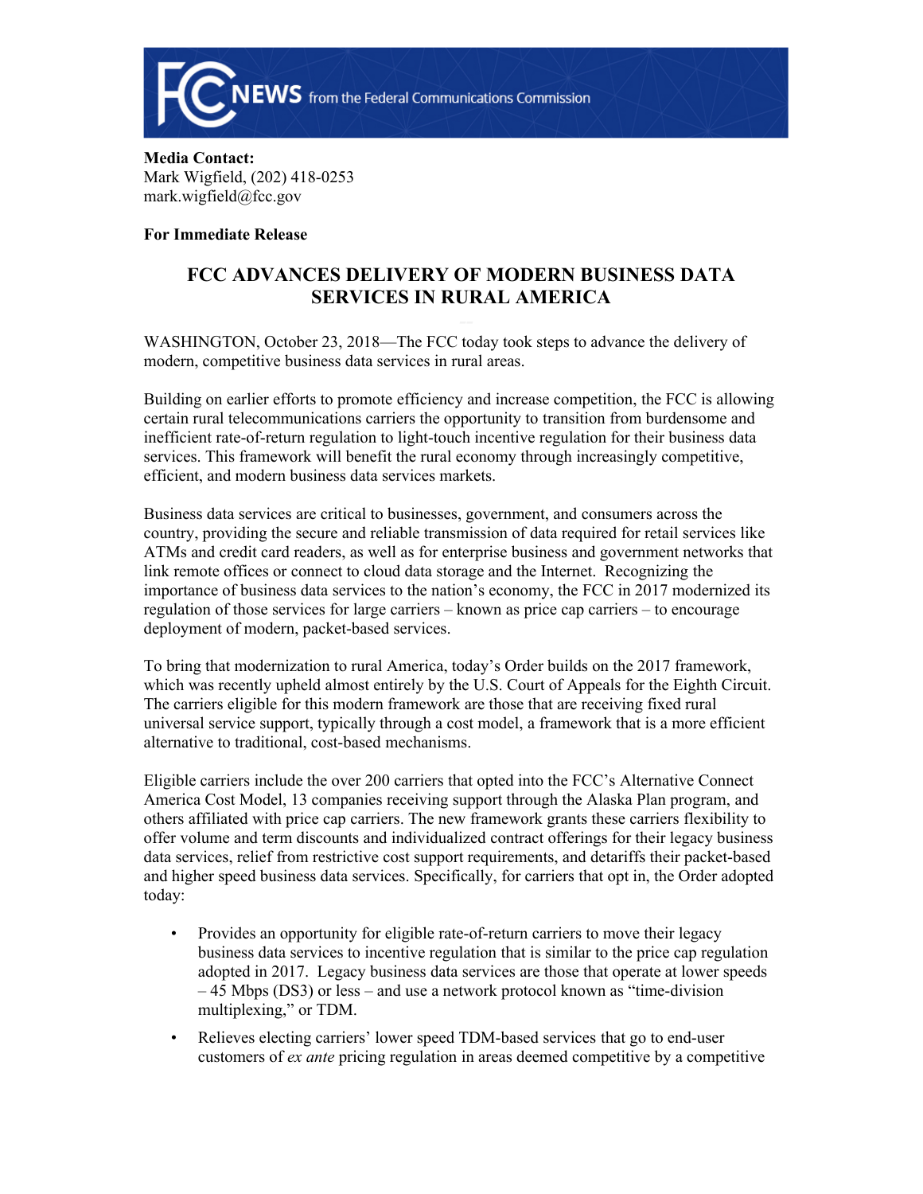**FCC NEWS** from the Federal Communications Commission

**Media Contact:**
Mark Wigfield, (202) 418-0253
mark.wigfield@fcc.gov

**For Immediate Release**

# FCC ADVANCES DELIVERY OF MODERN BUSINESS DATA SERVICES IN RURAL AMERICA

WASHINGTON, October 23, 2018—The FCC today took steps to advance the delivery of modern, competitive business data services in rural areas.

Building on earlier efforts to promote efficiency and increase competition, the FCC is allowing certain rural telecommunications carriers the opportunity to transition from burdensome and inefficient rate-of-return regulation to light-touch incentive regulation for their business data services. This framework will benefit the rural economy through increasingly competitive, efficient, and modern business data services markets.

Business data services are critical to businesses, government, and consumers across the country, providing the secure and reliable transmission of data required for retail services like ATMs and credit card readers, as well as for enterprise business and government networks that link remote offices or connect to cloud data storage and the Internet. Recognizing the importance of business data services to the nation's economy, the FCC in 2017 modernized its regulation of those services for large carriers – known as price cap carriers – to encourage deployment of modern, packet-based services.

To bring that modernization to rural America, today's Order builds on the 2017 framework, which was recently upheld almost entirely by the U.S. Court of Appeals for the Eighth Circuit. The carriers eligible for this modern framework are those that are receiving fixed rural universal service support, typically through a cost model, a framework that is a more efficient alternative to traditional, cost-based mechanisms.

Eligible carriers include the over 200 carriers that opted into the FCC's Alternative Connect America Cost Model, 13 companies receiving support through the Alaska Plan program, and others affiliated with price cap carriers. The new framework grants these carriers flexibility to offer volume and term discounts and individualized contract offerings for their legacy business data services, relief from restrictive cost support requirements, and detariffs their packet-based and higher speed business data services. Specifically, for carriers that opt in, the Order adopted today:

- Provides an opportunity for eligible rate-of-return carriers to move their legacy business data services to incentive regulation that is similar to the price cap regulation adopted in 2017. Legacy business data services are those that operate at lower speeds – 45 Mbps (DS3) or less – and use a network protocol known as "time-division multiplexing," or TDM.
- Relieves electing carriers' lower speed TDM-based services that go to end-user customers of *ex ante* pricing regulation in areas deemed competitive by a competitive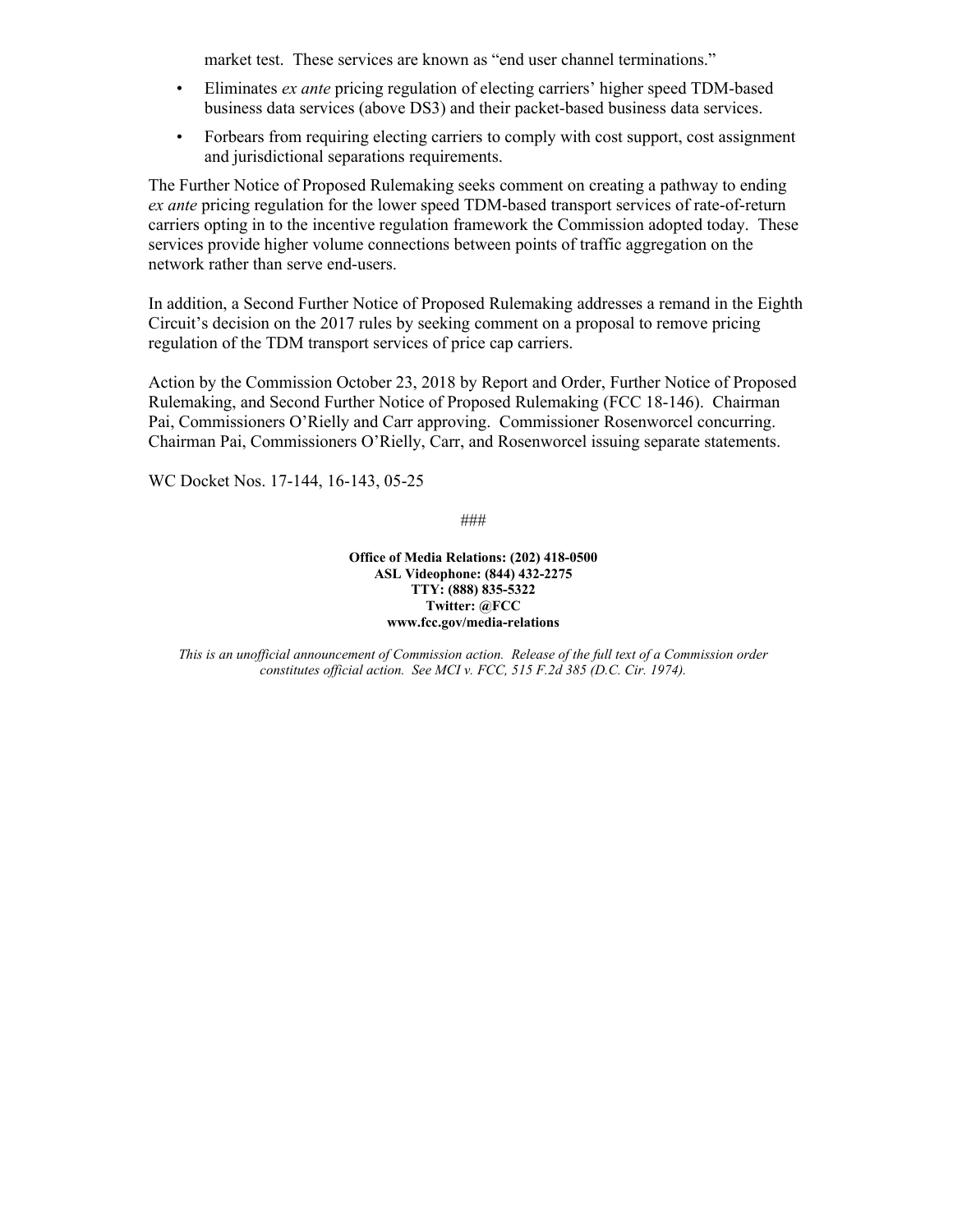market test. These services are known as "end user channel terminations."

- Eliminates *ex ante* pricing regulation of electing carriers' higher speed TDM-based business data services (above DS3) and their packet-based business data services.
- Forbears from requiring electing carriers to comply with cost support, cost assignment and jurisdictional separations requirements.

The Further Notice of Proposed Rulemaking seeks comment on creating a pathway to ending *ex ante* pricing regulation for the lower speed TDM-based transport services of rate-of-return carriers opting in to the incentive regulation framework the Commission adopted today. These services provide higher volume connections between points of traffic aggregation on the network rather than serve end-users.

In addition, a Second Further Notice of Proposed Rulemaking addresses a remand in the Eighth Circuit's decision on the 2017 rules by seeking comment on a proposal to remove pricing regulation of the TDM transport services of price cap carriers.

Action by the Commission October 23, 2018 by Report and Order, Further Notice of Proposed Rulemaking, and Second Further Notice of Proposed Rulemaking (FCC 18-146). Chairman Pai, Commissioners O'Rielly and Carr approving. Commissioner Rosenworcel concurring. Chairman Pai, Commissioners O'Rielly, Carr, and Rosenworcel issuing separate statements.

WC Docket Nos. 17-144, 16-143, 05-25

###

**Office of Media Relations: (202) 418-0500**
**ASL Videophone: (844) 432-2275**
**TTY: (888) 835-5322**
**Twitter: @FCC**
**www.fcc.gov/media-relations**

*This is an unofficial announcement of Commission action. Release of the full text of a Commission order constitutes official action. See MCI v. FCC, 515 F.2d 385 (D.C. Cir. 1974).*